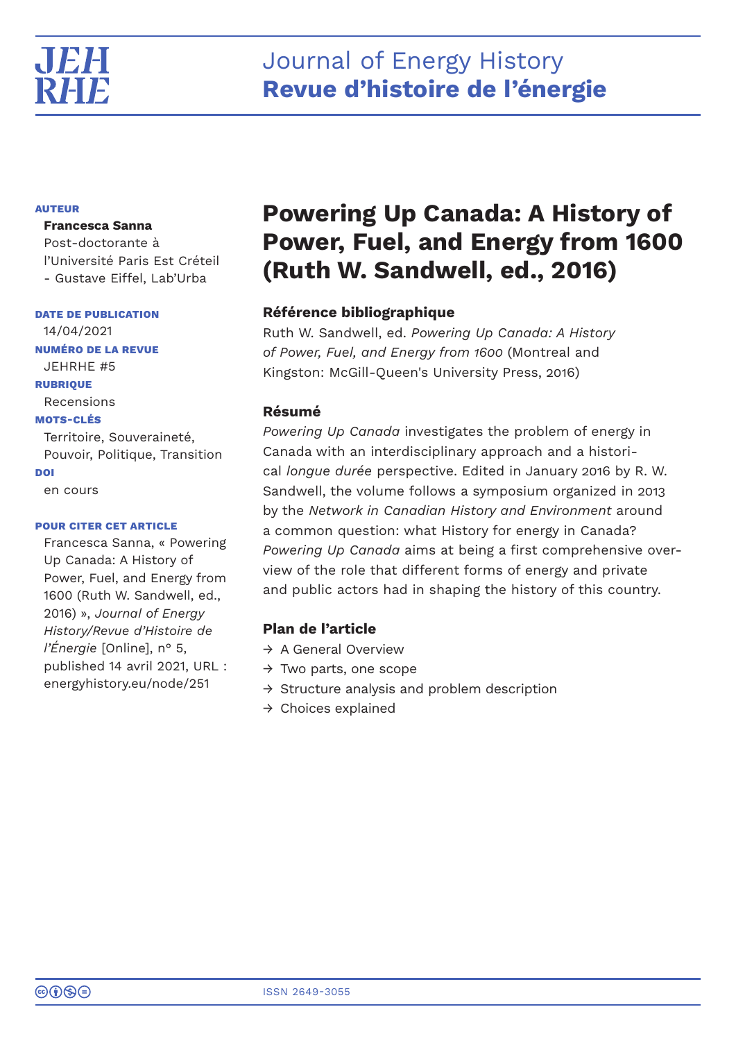# Journal of Energy History
# **Revue d'histoire de l'énergie**

**AUTEUR**

**Francesca Sanna**
Post-doctorante à l'Université Paris Est Créteil - Gustave Eiffel, Lab'Urba

**DATE DE PUBLICATION**
14/04/2021

**NUMÉRO DE LA REVUE**
JEHRHE #5

**RUBRIQUE**
Recensions

**MOTS-CLÉS**
Territoire, Souveraineté, Pouvoir, Politique, Transition

**DOI**
en cours

**POUR CITER CET ARTICLE**
Francesca Sanna, « Powering Up Canada: A History of Power, Fuel, and Energy from 1600 (Ruth W. Sandwell, ed., 2016) », *Journal of Energy History/Revue d'Histoire de l'Énergie* [Online], n° 5, published 14 avril 2021, URL : energyhistory.eu/node/251

# Powering Up Canada: A History of Power, Fuel, and Energy from 1600 (Ruth W. Sandwell, ed., 2016)

### Référence bibliographique

Ruth W. Sandwell, ed. *Powering Up Canada: A History of Power, Fuel, and Energy from 1600* (Montreal and Kingston: McGill-Queen's University Press, 2016)

### Résumé

*Powering Up Canada* investigates the problem of energy in Canada with an interdisciplinary approach and a historical *longue durée* perspective. Edited in January 2016 by R. W. Sandwell, the volume follows a symposium organized in 2013 by the *Network in Canadian History and Environment* around a common question: what History for energy in Canada? *Powering Up Canada* aims at being a first comprehensive overview of the role that different forms of energy and private and public actors had in shaping the history of this country.

### Plan de l'article

- → A General Overview
- → Two parts, one scope
- → Structure analysis and problem description
- → Choices explained

ISSN 2649-3055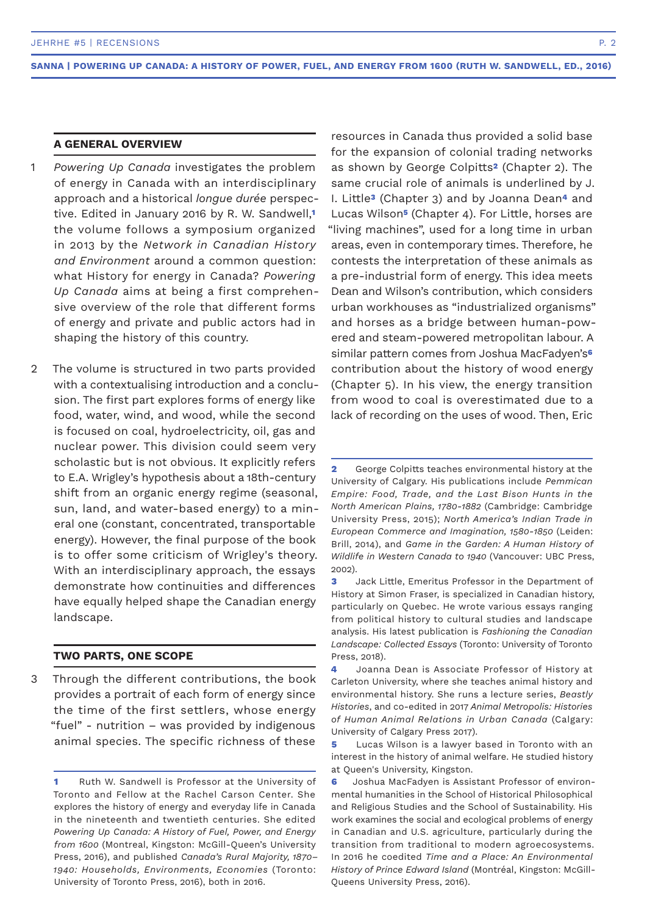## A GENERAL OVERVIEW

1 *Powering Up Canada* investigates the problem of energy in Canada with an interdisciplinary approach and a historical *longue durée* perspective. Edited in January 2016 by R. W. Sandwell,[1] the volume follows a symposium organized in 2013 by the *Network in Canadian History and Environment* around a common question: what History for energy in Canada? *Powering Up Canada* aims at being a first comprehensive overview of the role that different forms of energy and private and public actors had in shaping the history of this country.

2 The volume is structured in two parts provided with a contextualising introduction and a conclusion. The first part explores forms of energy like food, water, wind, and wood, while the second is focused on coal, hydroelectricity, oil, gas and nuclear power. This division could seem very scholastic but is not obvious. It explicitly refers to E.A. Wrigley's hypothesis about a 18th-century shift from an organic energy regime (seasonal, sun, land, and water-based energy) to a mineral one (constant, concentrated, transportable energy). However, the final purpose of the book is to offer some criticism of Wrigley's theory. With an interdisciplinary approach, the essays demonstrate how continuities and differences have equally helped shape the Canadian energy landscape.

## TWO PARTS, ONE SCOPE

3 Through the different contributions, the book provides a portrait of each form of energy since the time of the first settlers, whose energy "fuel" - nutrition – was provided by indigenous animal species. The specific richness of these resources in Canada thus provided a solid base for the expansion of colonial trading networks as shown by George Colpitts[2] (Chapter 2). The same crucial role of animals is underlined by J. I. Little[3] (Chapter 3) and by Joanna Dean[4] and Lucas Wilson[5] (Chapter 4). For Little, horses are "living machines", used for a long time in urban areas, even in contemporary times. Therefore, he contests the interpretation of these animals as a pre-industrial form of energy. This idea meets Dean and Wilson's contribution, which considers urban workhouses as "industrialized organisms" and horses as a bridge between human-powered and steam-powered metropolitan labour. A similar pattern comes from Joshua MacFadyen's[6] contribution about the history of wood energy (Chapter 5). In his view, the energy transition from wood to coal is overestimated due to a lack of recording on the uses of wood. Then, Eric

---

1 Ruth W. Sandwell is Professor at the University of Toronto and Fellow at the Rachel Carson Center. She explores the history of energy and everyday life in Canada in the nineteenth and twentieth centuries. She edited *Powering Up Canada: A History of Fuel, Power, and Energy from 1600* (Montreal, Kingston: McGill-Queen's University Press, 2016), and published *Canada's Rural Majority, 1870–1940: Households, Environments, Economies* (Toronto: University of Toronto Press, 2016), both in 2016.

2 George Colpitts teaches environmental history at the University of Calgary. His publications include *Pemmican Empire: Food, Trade, and the Last Bison Hunts in the North American Plains, 1780-1882* (Cambridge: Cambridge University Press, 2015); *North America's Indian Trade in European Commerce and Imagination, 1580-1850* (Leiden: Brill, 2014), and *Game in the Garden: A Human History of Wildlife in Western Canada to 1940* (Vancouver: UBC Press, 2002).

3 Jack Little, Emeritus Professor in the Department of History at Simon Fraser, is specialized in Canadian history, particularly on Quebec. He wrote various essays ranging from political history to cultural studies and landscape analysis. His latest publication is *Fashioning the Canadian Landscape: Collected Essays* (Toronto: University of Toronto Press, 2018).

4 Joanna Dean is Associate Professor of History at Carleton University, where she teaches animal history and environmental history. She runs a lecture series, *Beastly Histories*, and co-edited in 2017 *Animal Metropolis: Histories of Human Animal Relations in Urban Canada* (Calgary: University of Calgary Press 2017).

5 Lucas Wilson is a lawyer based in Toronto with an interest in the history of animal welfare. He studied history at Queen's University, Kingston.

6 Joshua MacFadyen is Assistant Professor of environmental humanities in the School of Historical Philosophical and Religious Studies and the School of Sustainability. His work examines the social and ecological problems of energy in Canadian and U.S. agriculture, particularly during the transition from traditional to modern agroecosystems. In 2016 he coedited *Time and a Place: An Environmental History of Prince Edward Island* (Montréal, Kingston: McGill-Queens University Press, 2016).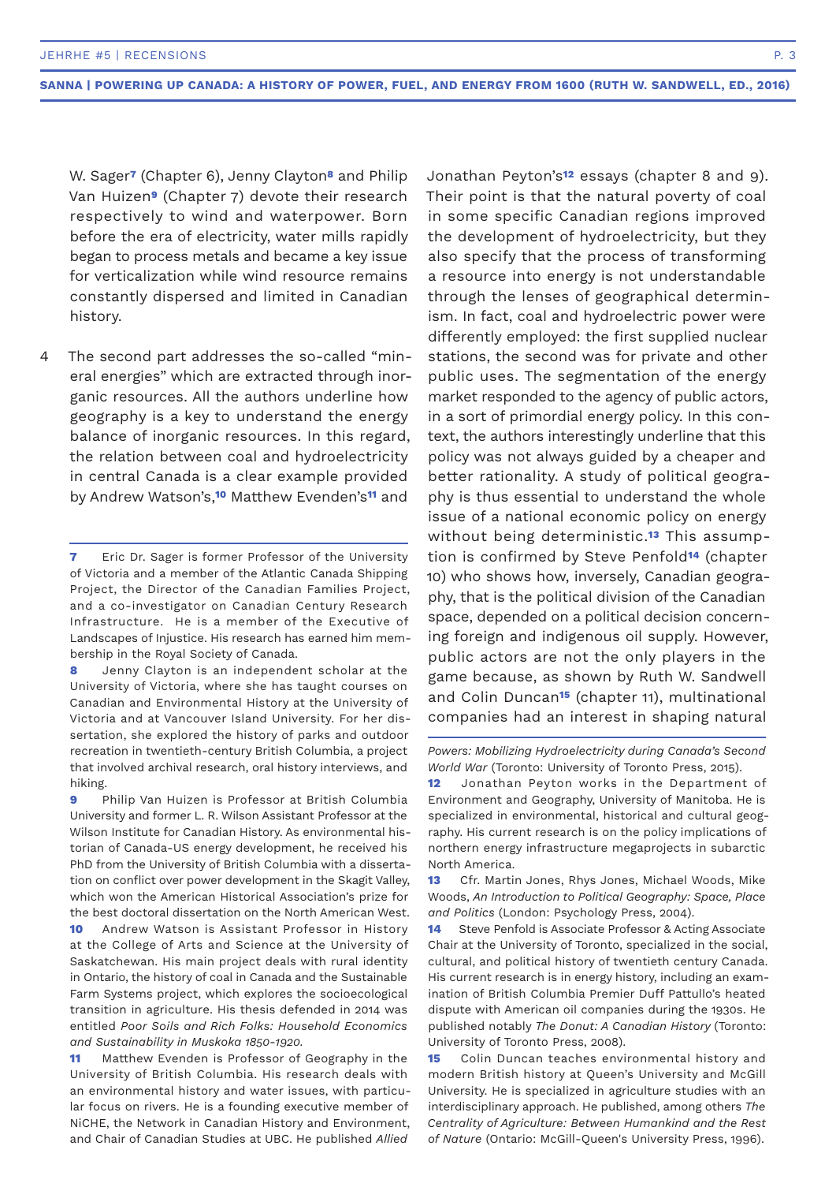W. Sager[7] (Chapter 6), Jenny Clayton[8] and Philip Van Huizen[9] (Chapter 7) devote their research respectively to wind and waterpower. Born before the era of electricity, water mills rapidly began to process metals and became a key issue for verticalization while wind resource remains constantly dispersed and limited in Canadian history.

4 The second part addresses the so-called "mineral energies" which are extracted through inorganic resources. All the authors underline how geography is a key to understand the energy balance of inorganic resources. In this regard, the relation between coal and hydroelectricity in central Canada is a clear example provided by Andrew Watson's,[10] Matthew Evenden's[11] and Jonathan Peyton's[12] essays (chapter 8 and 9). Their point is that the natural poverty of coal in some specific Canadian regions improved the development of hydroelectricity, but they also specify that the process of transforming a resource into energy is not understandable through the lenses of geographical determinism. In fact, coal and hydroelectric power were differently employed: the first supplied nuclear stations, the second was for private and other public uses. The segmentation of the energy market responded to the agency of public actors, in a sort of primordial energy policy. In this context, the authors interestingly underline that this policy was not always guided by a cheaper and better rationality. A study of political geography is thus essential to understand the whole issue of a national economic policy on energy without being deterministic.[13] This assumption is confirmed by Steve Penfold[14] (chapter 10) who shows how, inversely, Canadian geography, that is the political division of the Canadian space, depended on a political decision concerning foreign and indigenous oil supply. However, public actors are not the only players in the game because, as shown by Ruth W. Sandwell and Colin Duncan[15] (chapter 11), multinational companies had an interest in shaping natural

---

7 Eric Dr. Sager is former Professor of the University of Victoria and a member of the Atlantic Canada Shipping Project, the Director of the Canadian Families Project, and a co-investigator on Canadian Century Research Infrastructure. He is a member of the Executive of Landscapes of Injustice. His research has earned him membership in the Royal Society of Canada.

8 Jenny Clayton is an independent scholar at the University of Victoria, where she has taught courses on Canadian and Environmental History at the University of Victoria and at Vancouver Island University. For her dissertation, she explored the history of parks and outdoor recreation in twentieth-century British Columbia, a project that involved archival research, oral history interviews, and hiking.

9 Philip Van Huizen is Professor at British Columbia University and former L. R. Wilson Assistant Professor at the Wilson Institute for Canadian History. As environmental historian of Canada-US energy development, he received his PhD from the University of British Columbia with a dissertation on conflict over power development in the Skagit Valley, which won the American Historical Association's prize for the best doctoral dissertation on the North American West.

10 Andrew Watson is Assistant Professor in History at the College of Arts and Science at the University of Saskatchewan. His main project deals with rural identity in Ontario, the history of coal in Canada and the Sustainable Farm Systems project, which explores the socioecological transition in agriculture. His thesis defended in 2014 was entitled *Poor Soils and Rich Folks: Household Economics and Sustainability in Muskoka 1850-1920*.

11 Matthew Evenden is Professor of Geography in the University of British Columbia. His research deals with an environmental history and water issues, with particular focus on rivers. He is a founding executive member of NiCHE, the Network in Canadian History and Environment, and Chair of Canadian Studies at UBC. He published *Allied Powers: Mobilizing Hydroelectricity during Canada's Second World War* (Toronto: University of Toronto Press, 2015).

12 Jonathan Peyton works in the Department of Environment and Geography, University of Manitoba. He is specialized in environmental, historical and cultural geography. His current research is on the policy implications of northern energy infrastructure megaprojects in subarctic North America.

13 Cfr. Martin Jones, Rhys Jones, Michael Woods, Mike Woods, *An Introduction to Political Geography: Space, Place and Politics* (London: Psychology Press, 2004).

14 Steve Penfold is Associate Professor & Acting Associate Chair at the University of Toronto, specialized in the social, cultural, and political history of twentieth century Canada. His current research is in energy history, including an examination of British Columbia Premier Duff Pattullo's heated dispute with American oil companies during the 1930s. He published notably *The Donut: A Canadian History* (Toronto: University of Toronto Press, 2008).

15 Colin Duncan teaches environmental history and modern British history at Queen's University and McGill University. He is specialized in agriculture studies with an interdisciplinary approach. He published, among others *The Centrality of Agriculture: Between Humankind and the Rest of Nature* (Ontario: McGill-Queen's University Press, 1996).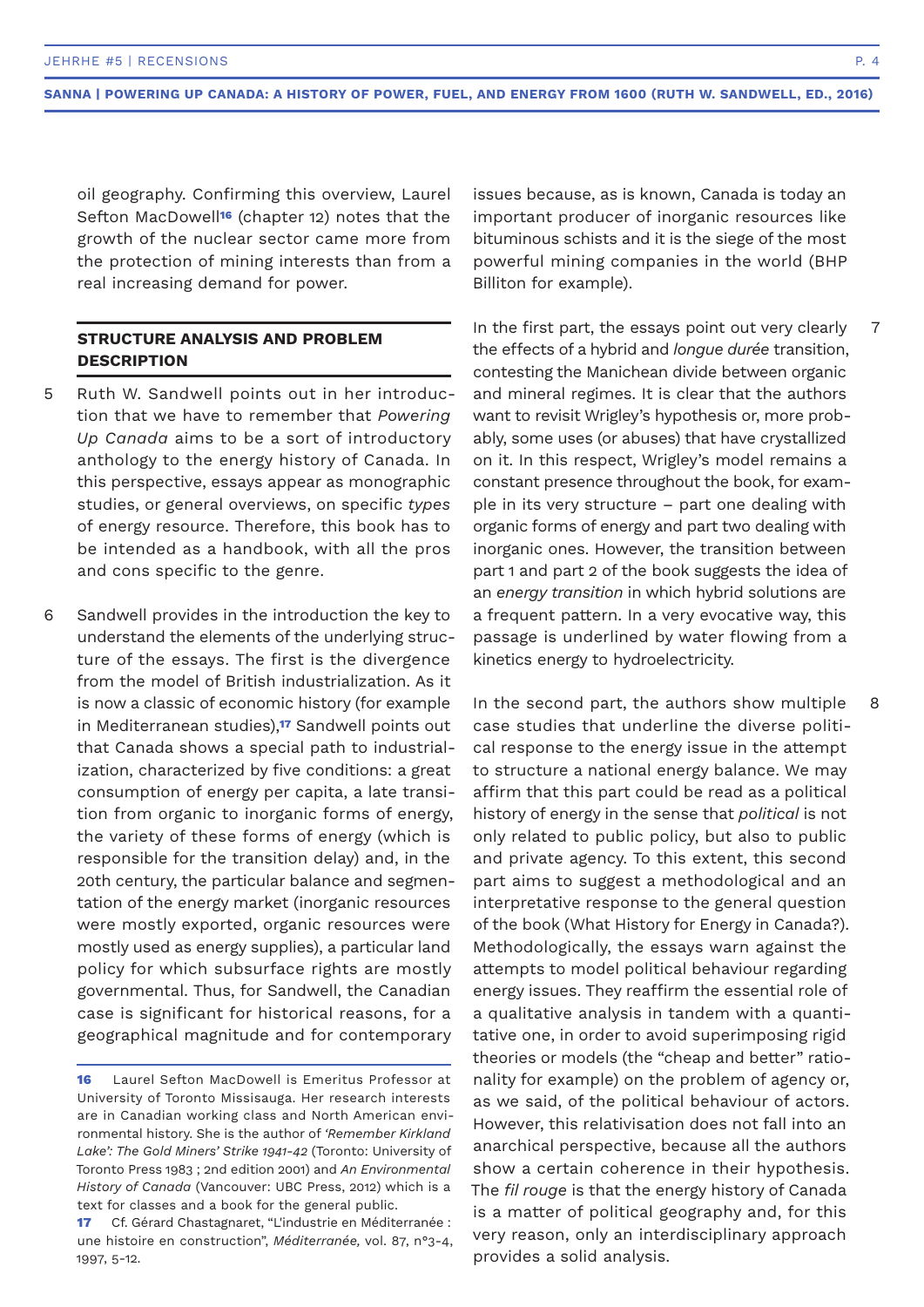oil geography. Confirming this overview, Laurel Sefton MacDowell[16] (chapter 12) notes that the growth of the nuclear sector came more from the protection of mining interests than from a real increasing demand for power.

## STRUCTURE ANALYSIS AND PROBLEM DESCRIPTION

5 Ruth W. Sandwell points out in her introduction that we have to remember that *Powering Up Canada* aims to be a sort of introductory anthology to the energy history of Canada. In this perspective, essays appear as monographic studies, or general overviews, on specific *types* of energy resource. Therefore, this book has to be intended as a handbook, with all the pros and cons specific to the genre.

6 Sandwell provides in the introduction the key to understand the elements of the underlying structure of the essays. The first is the divergence from the model of British industrialization. As it is now a classic of economic history (for example in Mediterranean studies),[17] Sandwell points out that Canada shows a special path to industrialization, characterized by five conditions: a great consumption of energy per capita, a late transition from organic to inorganic forms of energy, the variety of these forms of energy (which is responsible for the transition delay) and, in the 20th century, the particular balance and segmentation of the energy market (inorganic resources were mostly exported, organic resources were mostly used as energy supplies), a particular land policy for which subsurface rights are mostly governmental. Thus, for Sandwell, the Canadian case is significant for historical reasons, for a geographical magnitude and for contemporary issues because, as is known, Canada is today an important producer of inorganic resources like bituminous schists and it is the siege of the most powerful mining companies in the world (BHP Billiton for example).

7 In the first part, the essays point out very clearly the effects of a hybrid and *longue durée* transition, contesting the Manichean divide between organic and mineral regimes. It is clear that the authors want to revisit Wrigley's hypothesis or, more probably, some uses (or abuses) that have crystallized on it. In this respect, Wrigley's model remains a constant presence throughout the book, for example in its very structure – part one dealing with organic forms of energy and part two dealing with inorganic ones. However, the transition between part 1 and part 2 of the book suggests the idea of an *energy transition* in which hybrid solutions are a frequent pattern. In a very evocative way, this passage is underlined by water flowing from a kinetics energy to hydroelectricity.

8 In the second part, the authors show multiple case studies that underline the diverse political response to the energy issue in the attempt to structure a national energy balance. We may affirm that this part could be read as a political history of energy in the sense that *political* is not only related to public policy, but also to public and private agency. To this extent, this second part aims to suggest a methodological and an interpretative response to the general question of the book (What History for Energy in Canada?). Methodologically, the essays warn against the attempts to model political behaviour regarding energy issues. They reaffirm the essential role of a qualitative analysis in tandem with a quantitative one, in order to avoid superimposing rigid theories or models (the "cheap and better" rationality for example) on the problem of agency or, as we said, of the political behaviour of actors. However, this relativisation does not fall into an anarchical perspective, because all the authors show a certain coherence in their hypothesis. The *fil rouge* is that the energy history of Canada is a matter of political geography and, for this very reason, only an interdisciplinary approach provides a solid analysis.

---

**16** Laurel Sefton MacDowell is Emeritus Professor at University of Toronto Missisauga. Her research interests are in Canadian working class and North American environmental history. She is the author of *'Remember Kirkland Lake': The Gold Miners' Strike 1941-42* (Toronto: University of Toronto Press 1983 ; 2nd edition 2001) and *An Environmental History of Canada* (Vancouver: UBC Press, 2012) which is a text for classes and a book for the general public.

**17** Cf. Gérard Chastagnaret, "L'industrie en Méditerranée : une histoire en construction", *Méditerranée,* vol. 87, n°3-4, 1997, 5-12.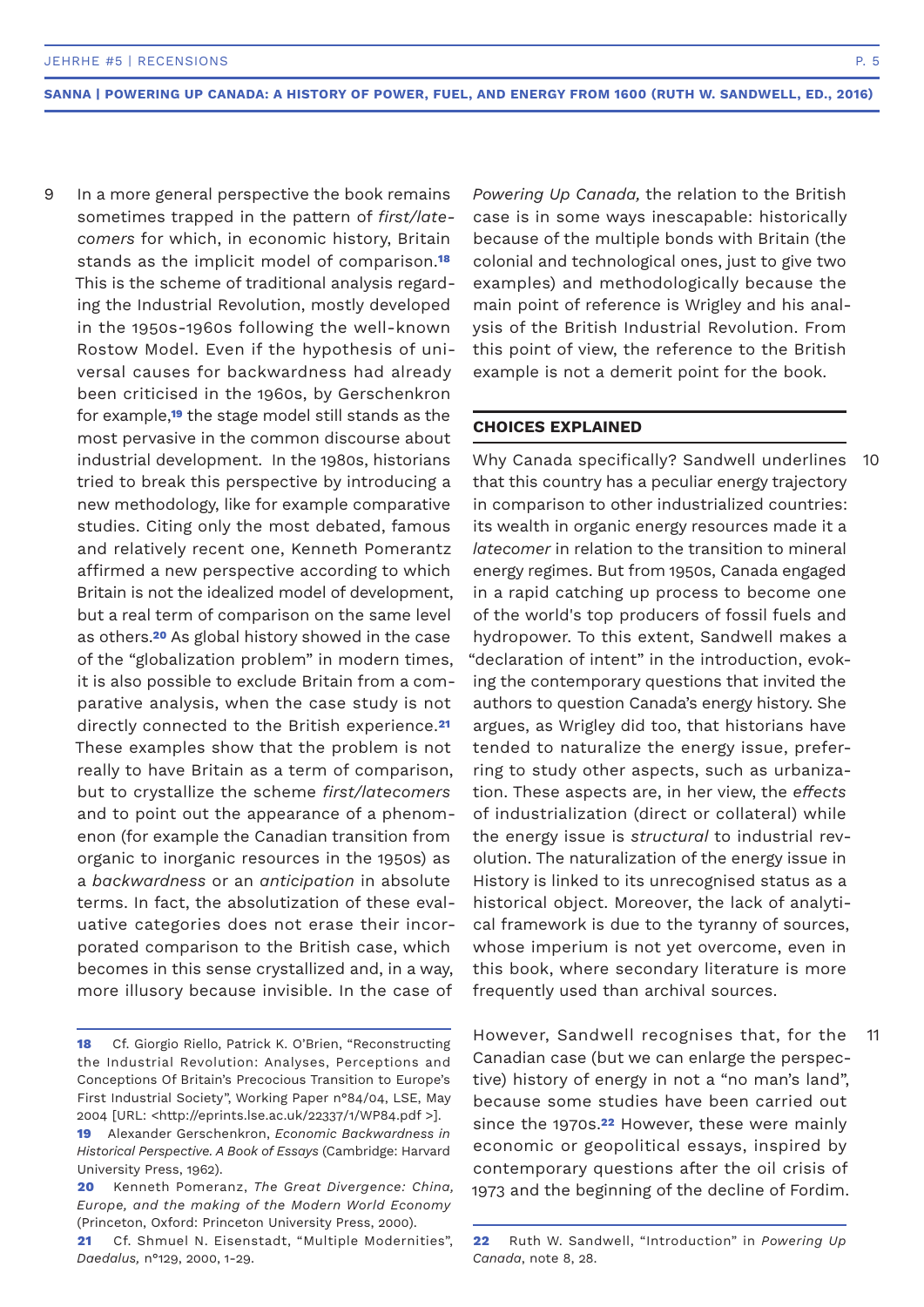9 In a more general perspective the book remains sometimes trapped in the pattern of *first/latecomers* for which, in economic history, Britain stands as the implicit model of comparison.[18] This is the scheme of traditional analysis regarding the Industrial Revolution, mostly developed in the 1950s-1960s following the well-known Rostow Model. Even if the hypothesis of universal causes for backwardness had already been criticised in the 1960s, by Gerschenkron for example,[19] the stage model still stands as the most pervasive in the common discourse about industrial development. In the 1980s, historians tried to break this perspective by introducing a new methodology, like for example comparative studies. Citing only the most debated, famous and relatively recent one, Kenneth Pomerantz affirmed a new perspective according to which Britain is not the idealized model of development, but a real term of comparison on the same level as others.[20] As global history showed in the case of the "globalization problem" in modern times, it is also possible to exclude Britain from a comparative analysis, when the case study is not directly connected to the British experience.[21] These examples show that the problem is not really to have Britain as a term of comparison, but to crystallize the scheme *first/latecomers* and to point out the appearance of a phenomenon (for example the Canadian transition from organic to inorganic resources in the 1950s) as a *backwardness* or an *anticipation* in absolute terms. In fact, the absolutization of these evaluative categories does not erase their incorporated comparison to the British case, which becomes in this sense crystallized and, in a way, more illusory because invisible. In the case of *Powering Up Canada,* the relation to the British case is in some ways inescapable: historically because of the multiple bonds with Britain (the colonial and technological ones, just to give two examples) and methodologically because the main point of reference is Wrigley and his analysis of the British Industrial Revolution. From this point of view, the reference to the British example is not a demerit point for the book.

## CHOICES EXPLAINED

10 Why Canada specifically? Sandwell underlines that this country has a peculiar energy trajectory in comparison to other industrialized countries: its wealth in organic energy resources made it a *latecomer* in relation to the transition to mineral energy regimes. But from 1950s, Canada engaged in a rapid catching up process to become one of the world's top producers of fossil fuels and hydropower. To this extent, Sandwell makes a "declaration of intent" in the introduction, evoking the contemporary questions that invited the authors to question Canada's energy history. She argues, as Wrigley did too, that historians have tended to naturalize the energy issue, preferring to study other aspects, such as urbanization. These aspects are, in her view, the *effects* of industrialization (direct or collateral) while the energy issue is *structural* to industrial revolution. The naturalization of the energy issue in History is linked to its unrecognised status as a historical object. Moreover, the lack of analytical framework is due to the tyranny of sources, whose imperium is not yet overcome, even in this book, where secondary literature is more frequently used than archival sources.

11 However, Sandwell recognises that, for the Canadian case (but we can enlarge the perspective) history of energy in not a "no man's land", because some studies have been carried out since the 1970s.[22] However, these were mainly economic or geopolitical essays, inspired by contemporary questions after the oil crisis of 1973 and the beginning of the decline of Fordim.

---

**18** Cf. Giorgio Riello, Patrick K. O'Brien, "Reconstructing the Industrial Revolution: Analyses, Perceptions and Conceptions Of Britain's Precocious Transition to Europe's First Industrial Society", Working Paper n°84/04, LSE, May 2004 [URL: <http://eprints.lse.ac.uk/22337/1/WP84.pdf >].

**19** Alexander Gerschenkron, *Economic Backwardness in Historical Perspective. A Book of Essays* (Cambridge: Harvard University Press, 1962).

**20** Kenneth Pomeranz, *The Great Divergence: China, Europe, and the making of the Modern World Economy* (Princeton, Oxford: Princeton University Press, 2000).

**21** Cf. Shmuel N. Eisenstadt, "Multiple Modernities", *Daedalus,* n°129, 2000, 1-29.

**22** Ruth W. Sandwell, "Introduction" in *Powering Up Canada*, note 8, 28.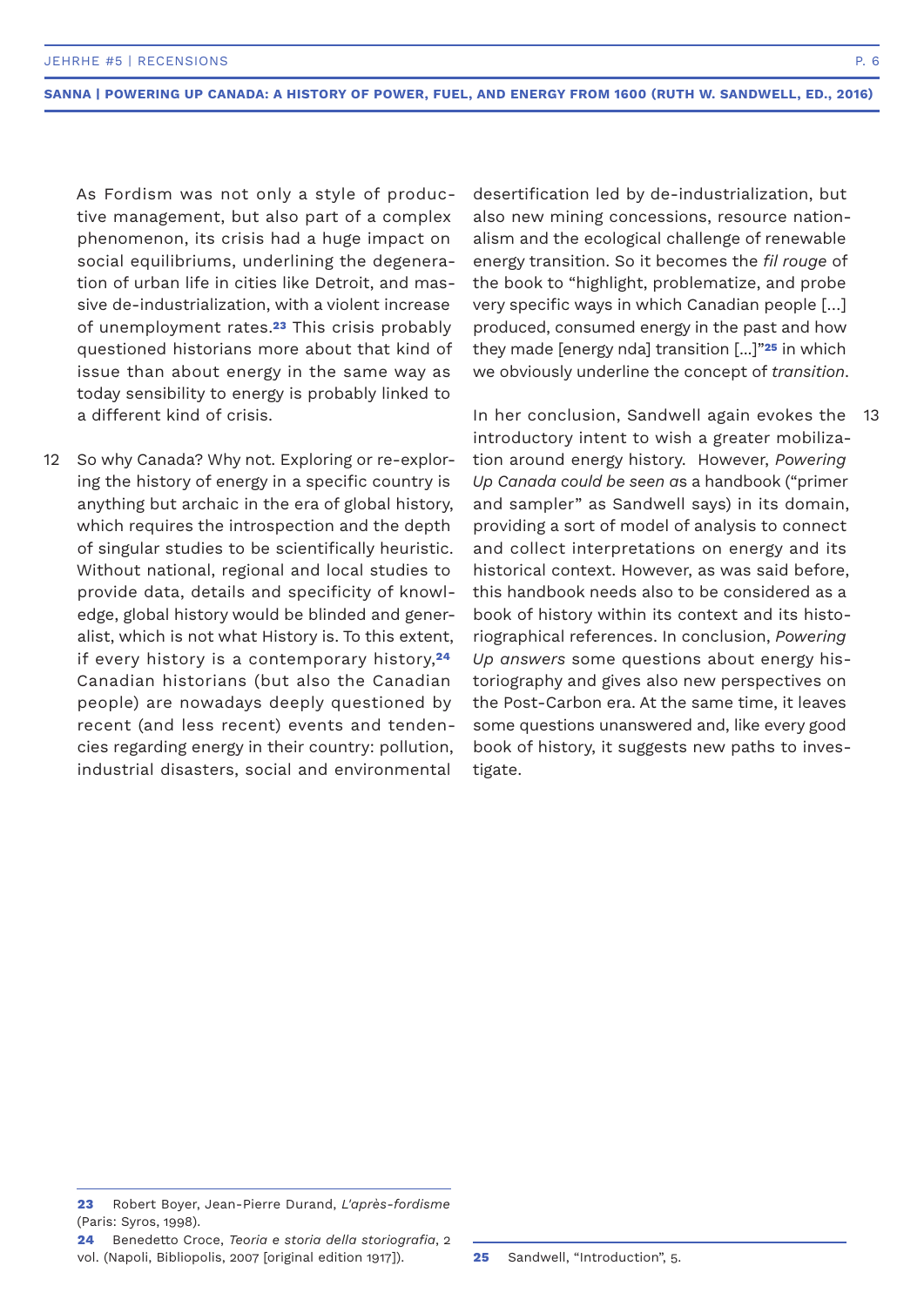As Fordism was not only a style of productive management, but also part of a complex phenomenon, its crisis had a huge impact on social equilibriums, underlining the degeneration of urban life in cities like Detroit, and massive de-industrialization, with a violent increase of unemployment rates.[23] This crisis probably questioned historians more about that kind of issue than about energy in the same way as today sensibility to energy is probably linked to a different kind of crisis.

12 So why Canada? Why not. Exploring or re-exploring the history of energy in a specific country is anything but archaic in the era of global history, which requires the introspection and the depth of singular studies to be scientifically heuristic. Without national, regional and local studies to provide data, details and specificity of knowledge, global history would be blinded and generalist, which is not what History is. To this extent, if every history is a contemporary history,[24] Canadian historians (but also the Canadian people) are nowadays deeply questioned by recent (and less recent) events and tendencies regarding energy in their country: pollution, industrial disasters, social and environmental desertification led by de-industrialization, but also new mining concessions, resource nationalism and the ecological challenge of renewable energy transition. So it becomes the *fil rouge* of the book to "highlight, problematize, and probe very specific ways in which Canadian people [...] produced, consumed energy in the past and how they made [energy nda] transition [...]"[25] in which we obviously underline the concept of *transition*.

13 In her conclusion, Sandwell again evokes the introductory intent to wish a greater mobilization around energy history. However, *Powering Up Canada could be seen a*s a handbook ("primer and sampler" as Sandwell says) in its domain, providing a sort of model of analysis to connect and collect interpretations on energy and its historical context. However, as was said before, this handbook needs also to be considered as a book of history within its context and its historiographical references. In conclusion, *Powering Up answers* some questions about energy historiography and gives also new perspectives on the Post-Carbon era. At the same time, it leaves some questions unanswered and, like every good book of history, it suggests new paths to investigate.

---

**23** Robert Boyer, Jean-Pierre Durand, *L'après-fordisme* (Paris: Syros, 1998).

**24** Benedetto Croce, *Teoria e storia della storiografia*, 2 vol. (Napoli, Bibliopolis, 2007 [original edition 1917]).

**25** Sandwell, "Introduction", 5.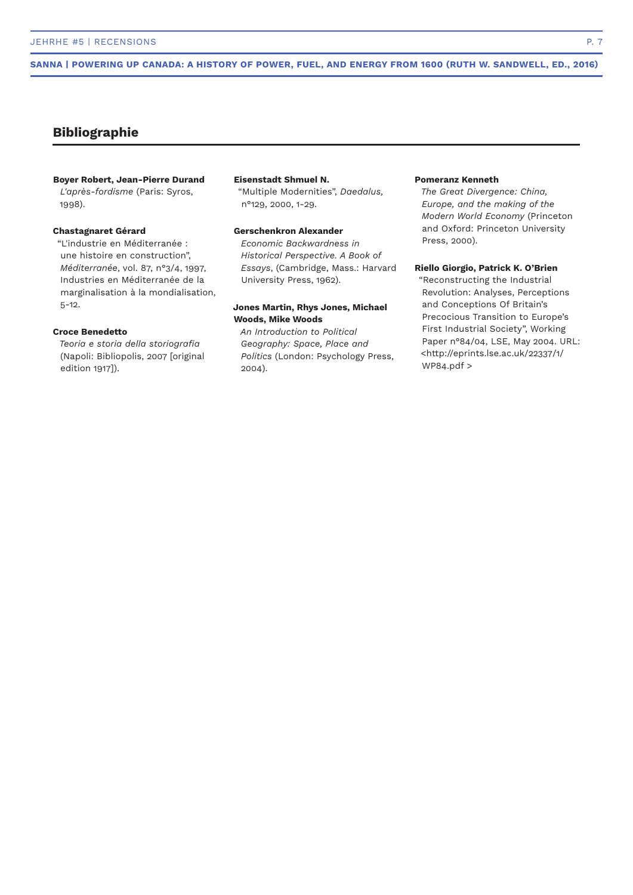## Bibliographie

**Boyer Robert, Jean-Pierre Durand**
*L'après-fordisme* (Paris: Syros, 1998).

**Chastagnaret Gérard**
"L'industrie en Méditerranée : une histoire en construction", *Méditerranée*, vol. 87, n°3/4, 1997, Industries en Méditerranée de la marginalisation à la mondialisation, 5-12.

**Croce Benedetto**
*Teoria e storia della storiografia* (Napoli: Bibliopolis, 2007 [original edition 1917]).

**Eisenstadt Shmuel N.**
"Multiple Modernities", *Daedalus,* n°129, 2000, 1-29.

**Gerschenkron Alexander**
*Economic Backwardness in Historical Perspective. A Book of Essays*, (Cambridge, Mass.: Harvard University Press, 1962).

**Jones Martin, Rhys Jones, Michael Woods, Mike Woods**
*An Introduction to Political Geography: Space, Place and Politics* (London: Psychology Press, 2004).

**Pomeranz Kenneth**
*The Great Divergence: China, Europe, and the making of the Modern World Economy* (Princeton and Oxford: Princeton University Press, 2000).

**Riello Giorgio, Patrick K. O'Brien**
"Reconstructing the Industrial Revolution: Analyses, Perceptions and Conceptions Of Britain's Precocious Transition to Europe's First Industrial Society", Working Paper n°84/04, LSE, May 2004. URL: <http://eprints.lse.ac.uk/22337/1/WP84.pdf >